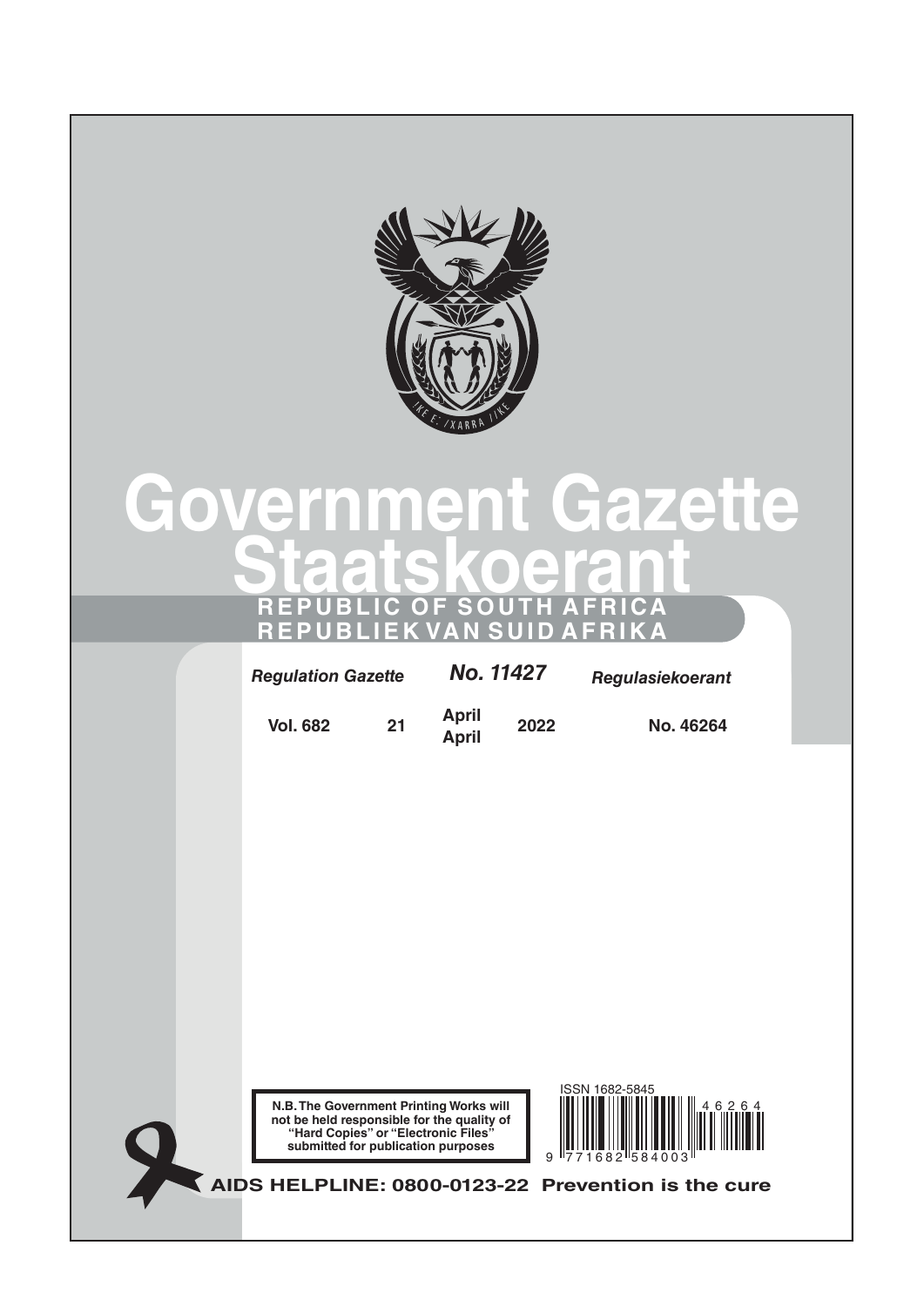# Government Gazette

# Staatskoerant

**REPUBLIC OF SOUTH AFRICA**

**REPUBLIEK VAN SUID AFRIKA**

| *Regulation Gazette* | | *No. 11427* | | *Regulasiekoerant* |
|---|---|---|---|---|
| **Vol. 682** | **21** | **April April** | **2022** | **No. 46264** |

**N.B. The Government Printing Works will not be held responsible for the quality of "Hard Copies" or "Electronic Files" submitted for publication purposes**

ISSN 1682-5845

9 771682 584003 46264

**AIDS HELPLINE: 0800-0123-22 Prevention is the cure**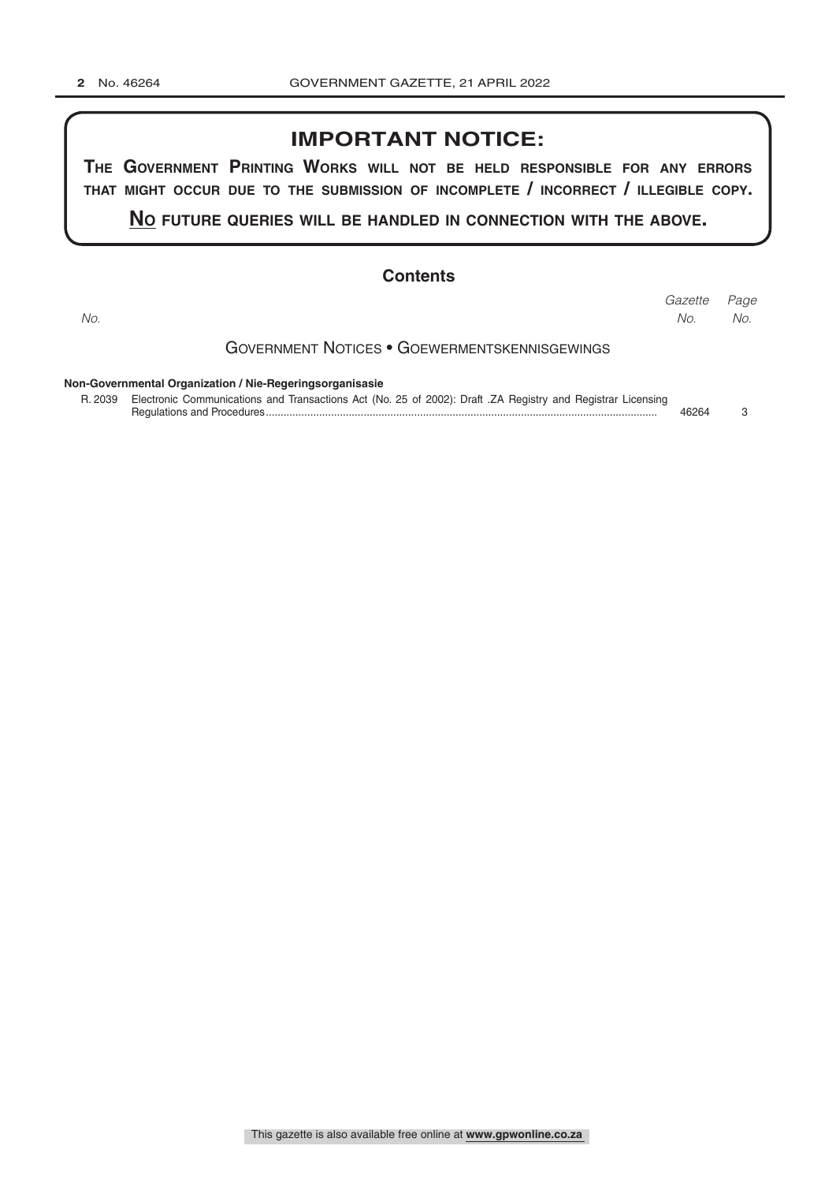# IMPORTANT NOTICE:

**THE GOVERNMENT PRINTING WORKS WILL NOT BE HELD RESPONSIBLE FOR ANY ERRORS THAT MIGHT OCCUR DUE TO THE SUBMISSION OF INCOMPLETE / INCORRECT / ILLEGIBLE COPY.**

**NO FUTURE QUERIES WILL BE HANDLED IN CONNECTION WITH THE ABOVE.**

## Contents

| No. | | *Gazette No.* | *Page No.* |
|---|---|---|---|
| | **GOVERNMENT NOTICES • GOEWERMENTSKENNISGEWINGS** | | |
| | **Non-Governmental Organization / Nie-Regeringsorganisasie** | | |
| R. 2039 | Electronic Communications and Transactions Act (No. 25 of 2002): Draft .ZA Registry and Registrar Licensing Regulations and Procedures | 46264 | 3 |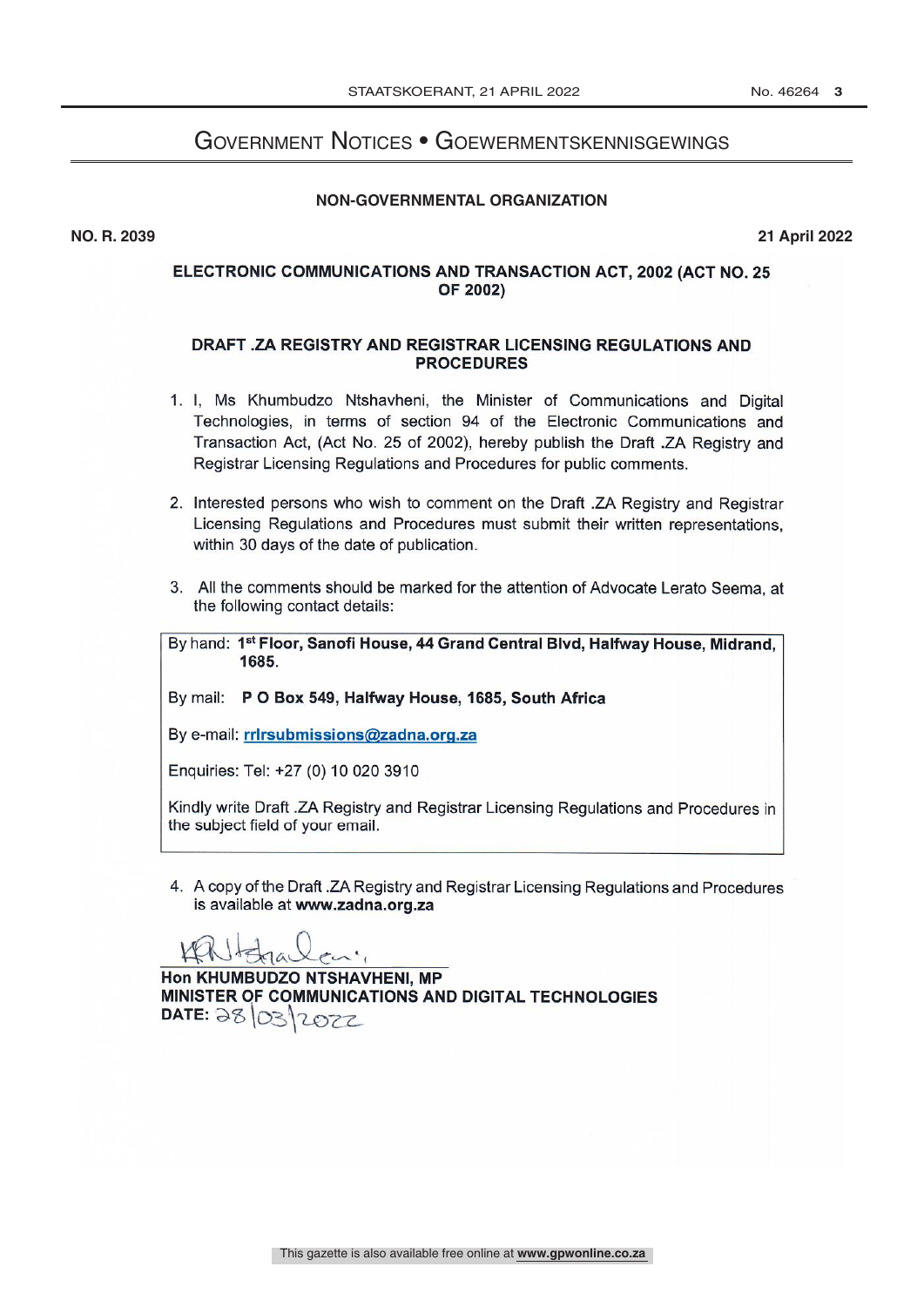# Government Notices • Goewermentskennisgewings

## NON-GOVERNMENTAL ORGANIZATION

**NO. R. 2039** **21 April 2022**

### ELECTRONIC COMMUNICATIONS AND TRANSACTION ACT, 2002 (ACT NO. 25 OF 2002)

### DRAFT .ZA REGISTRY AND REGISTRAR LICENSING REGULATIONS AND PROCEDURES

1. I, Ms Khumbudzo Ntshavheni, the Minister of Communications and Digital Technologies, in terms of section 94 of the Electronic Communications and Transaction Act, (Act No. 25 of 2002), hereby publish the Draft .ZA Registry and Registrar Licensing Regulations and Procedures for public comments.

2. Interested persons who wish to comment on the Draft .ZA Registry and Registrar Licensing Regulations and Procedures must submit their written representations, within 30 days of the date of publication.

3. All the comments should be marked for the attention of Advocate Lerato Seema, at the following contact details:

By hand: **1st Floor, Sanofi House, 44 Grand Central Blvd, Halfway House, Midrand, 1685.**

By mail: **P O Box 549, Halfway House, 1685, South Africa**

By e-mail: **rrlrsubmissions@zadna.org.za**

Enquiries: Tel: +27 (0) 10 020 3910

Kindly write Draft .ZA Registry and Registrar Licensing Regulations and Procedures in the subject field of your email.

4. A copy of the Draft .ZA Registry and Registrar Licensing Regulations and Procedures is available at **www.zadna.org.za**

**Hon KHUMBUDZO NTSHAVHENI, MP**
**MINISTER OF COMMUNICATIONS AND DIGITAL TECHNOLOGIES**
**DATE:** 28/03/2022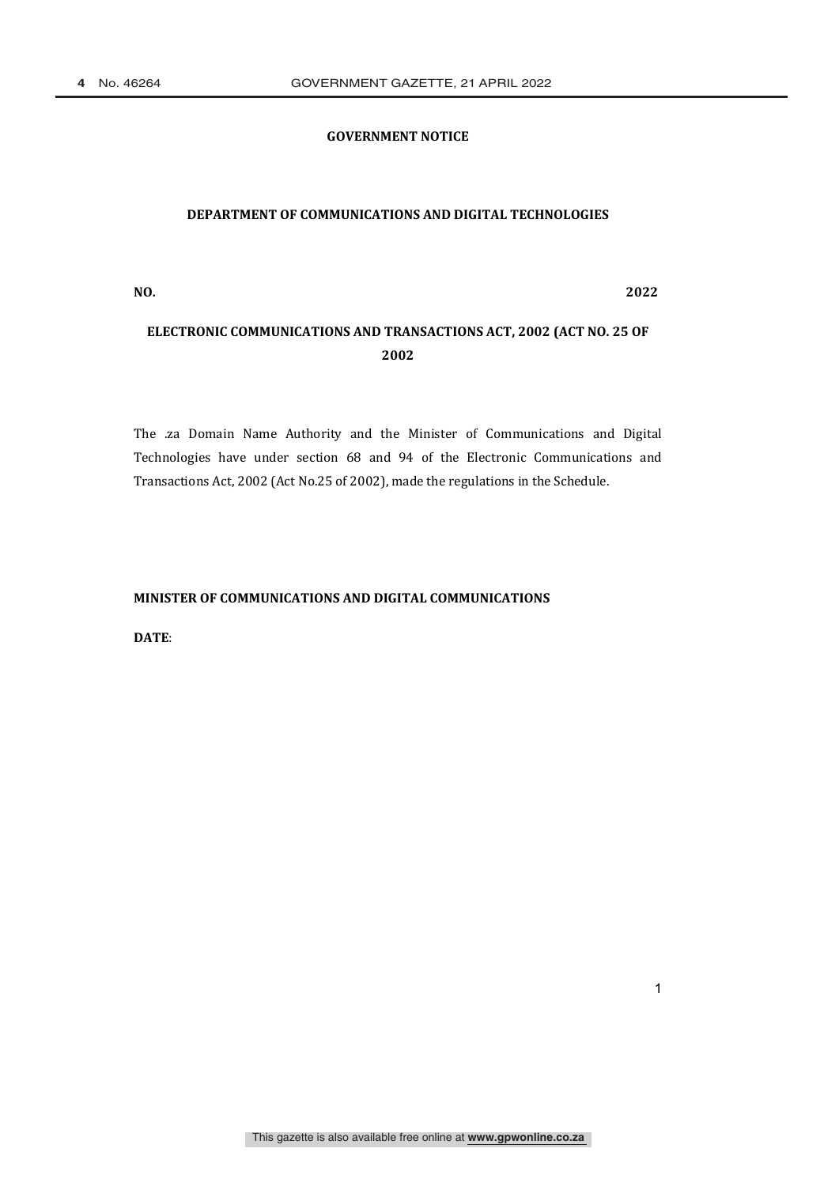**GOVERNMENT NOTICE**

**DEPARTMENT OF COMMUNICATIONS AND DIGITAL TECHNOLOGIES**

**NO. 2022**

**ELECTRONIC COMMUNICATIONS AND TRANSACTIONS ACT, 2002 (ACT NO. 25 OF 2002**

The .za Domain Name Authority and the Minister of Communications and Digital Technologies have under section 68 and 94 of the Electronic Communications and Transactions Act, 2002 (Act No.25 of 2002), made the regulations in the Schedule.

**MINISTER OF COMMUNICATIONS AND DIGITAL COMMUNICATIONS**

**DATE**: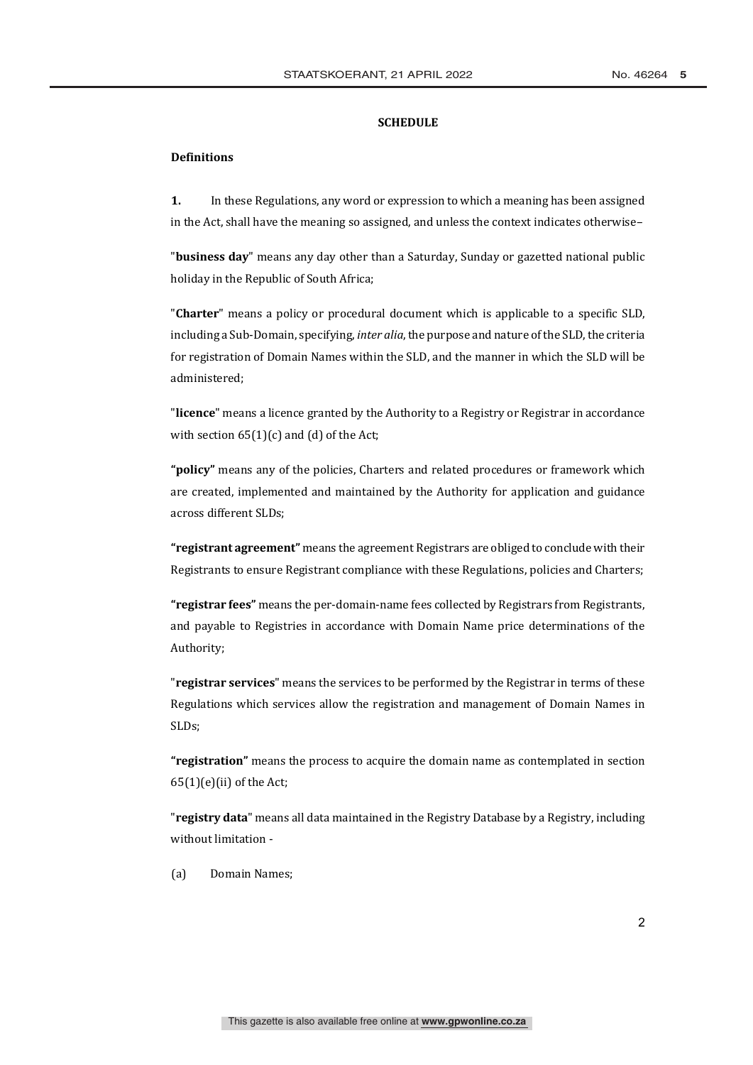## SCHEDULE

### Definitions

**1.** In these Regulations, any word or expression to which a meaning has been assigned in the Act, shall have the meaning so assigned, and unless the context indicates otherwise–

"**business day**" means any day other than a Saturday, Sunday or gazetted national public holiday in the Republic of South Africa;

"**Charter**" means a policy or procedural document which is applicable to a specific SLD, including a Sub-Domain, specifying, *inter alia*, the purpose and nature of the SLD, the criteria for registration of Domain Names within the SLD, and the manner in which the SLD will be administered;

"**licence**" means a licence granted by the Authority to a Registry or Registrar in accordance with section 65(1)(c) and (d) of the Act;

**"policy"** means any of the policies, Charters and related procedures or framework which are created, implemented and maintained by the Authority for application and guidance across different SLDs;

**"registrant agreement"** means the agreement Registrars are obliged to conclude with their Registrants to ensure Registrant compliance with these Regulations, policies and Charters;

**"registrar fees"** means the per-domain-name fees collected by Registrars from Registrants, and payable to Registries in accordance with Domain Name price determinations of the Authority;

"**registrar services**" means the services to be performed by the Registrar in terms of these Regulations which services allow the registration and management of Domain Names in SLDs;

**"registration"** means the process to acquire the domain name as contemplated in section 65(1)(e)(ii) of the Act;

"**registry data**" means all data maintained in the Registry Database by a Registry, including without limitation -

(a) Domain Names;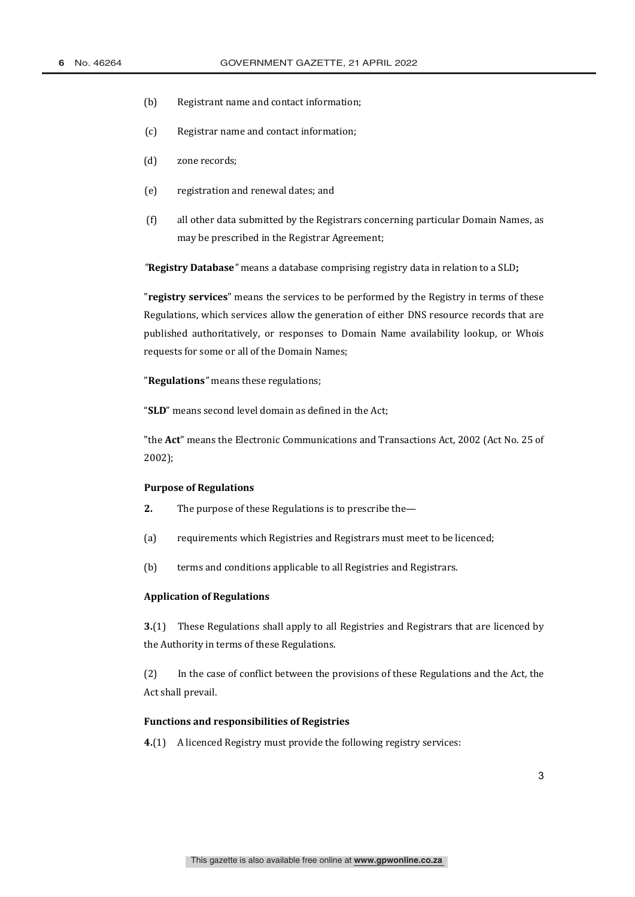(b) Registrant name and contact information;

(c) Registrar name and contact information;

(d) zone records;

(e) registration and renewal dates; and

(f) all other data submitted by the Registrars concerning particular Domain Names, as may be prescribed in the Registrar Agreement;

"**Registry Database**" means a database comprising registry data in relation to a SLD**;**

"**registry services**" means the services to be performed by the Registry in terms of these Regulations, which services allow the generation of either DNS resource records that are published authoritatively, or responses to Domain Name availability lookup, or Whois requests for some or all of the Domain Names;

"**Regulations**" means these regulations;

"**SLD**" means second level domain as defined in the Act;

"the **Act**" means the Electronic Communications and Transactions Act, 2002 (Act No. 25 of 2002);

**Purpose of Regulations**

**2.** The purpose of these Regulations is to prescribe the—

(a) requirements which Registries and Registrars must meet to be licenced;

(b) terms and conditions applicable to all Registries and Registrars.

**Application of Regulations**

**3.**(1) These Regulations shall apply to all Registries and Registrars that are licenced by the Authority in terms of these Regulations.

(2) In the case of conflict between the provisions of these Regulations and the Act, the Act shall prevail.

**Functions and responsibilities of Registries**

**4.**(1) A licenced Registry must provide the following registry services: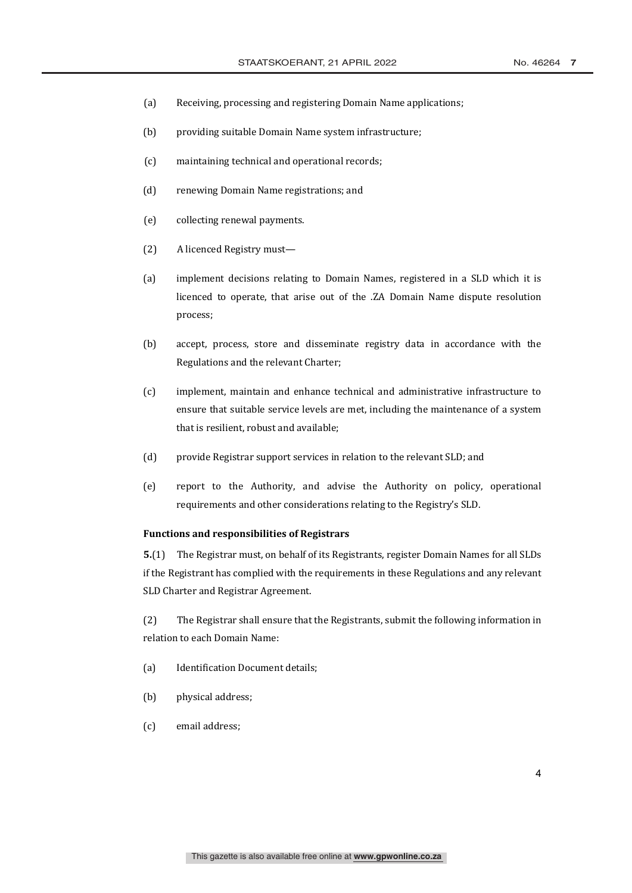(a) Receiving, processing and registering Domain Name applications;

(b) providing suitable Domain Name system infrastructure;

(c) maintaining technical and operational records;

(d) renewing Domain Name registrations; and

(e) collecting renewal payments.

(2) A licenced Registry must—

(a) implement decisions relating to Domain Names, registered in a SLD which it is licenced to operate, that arise out of the .ZA Domain Name dispute resolution process;

(b) accept, process, store and disseminate registry data in accordance with the Regulations and the relevant Charter;

(c) implement, maintain and enhance technical and administrative infrastructure to ensure that suitable service levels are met, including the maintenance of a system that is resilient, robust and available;

(d) provide Registrar support services in relation to the relevant SLD; and

(e) report to the Authority, and advise the Authority on policy, operational requirements and other considerations relating to the Registry's SLD.

**Functions and responsibilities of Registrars**

**5.**(1) The Registrar must, on behalf of its Registrants, register Domain Names for all SLDs if the Registrant has complied with the requirements in these Regulations and any relevant SLD Charter and Registrar Agreement.

(2) The Registrar shall ensure that the Registrants, submit the following information in relation to each Domain Name:

(a) Identification Document details;

(b) physical address;

(c) email address;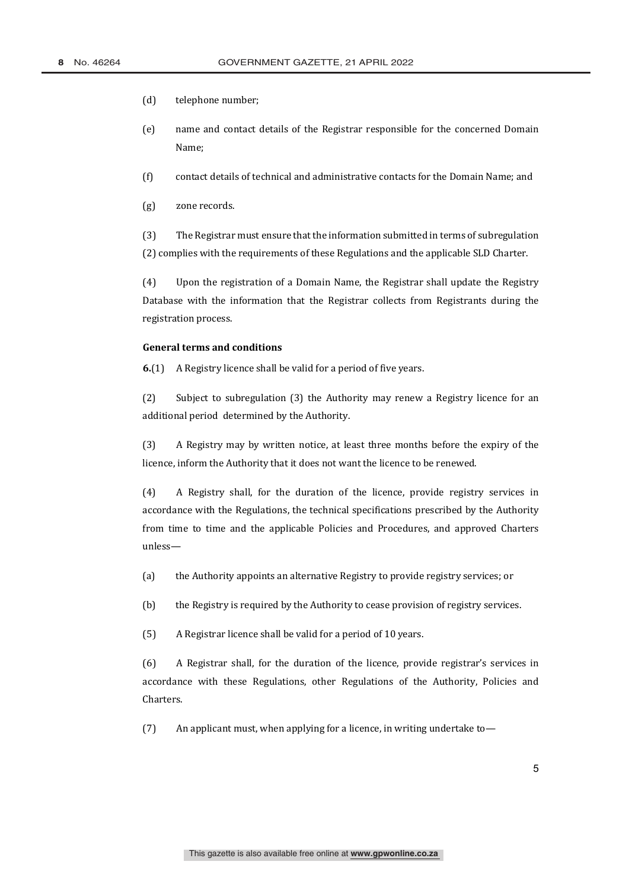(d) telephone number;

(e) name and contact details of the Registrar responsible for the concerned Domain Name;

(f) contact details of technical and administrative contacts for the Domain Name; and

(g) zone records.

(3) The Registrar must ensure that the information submitted in terms of subregulation (2) complies with the requirements of these Regulations and the applicable SLD Charter.

(4) Upon the registration of a Domain Name, the Registrar shall update the Registry Database with the information that the Registrar collects from Registrants during the registration process.

**General terms and conditions**

**6.**(1) A Registry licence shall be valid for a period of five years.

(2) Subject to subregulation (3) the Authority may renew a Registry licence for an additional period determined by the Authority.

(3) A Registry may by written notice, at least three months before the expiry of the licence, inform the Authority that it does not want the licence to be renewed.

(4) A Registry shall, for the duration of the licence, provide registry services in accordance with the Regulations, the technical specifications prescribed by the Authority from time to time and the applicable Policies and Procedures, and approved Charters unless—

(a) the Authority appoints an alternative Registry to provide registry services; or

(b) the Registry is required by the Authority to cease provision of registry services.

(5) A Registrar licence shall be valid for a period of 10 years.

(6) A Registrar shall, for the duration of the licence, provide registrar's services in accordance with these Regulations, other Regulations of the Authority, Policies and Charters.

(7) An applicant must, when applying for a licence, in writing undertake to—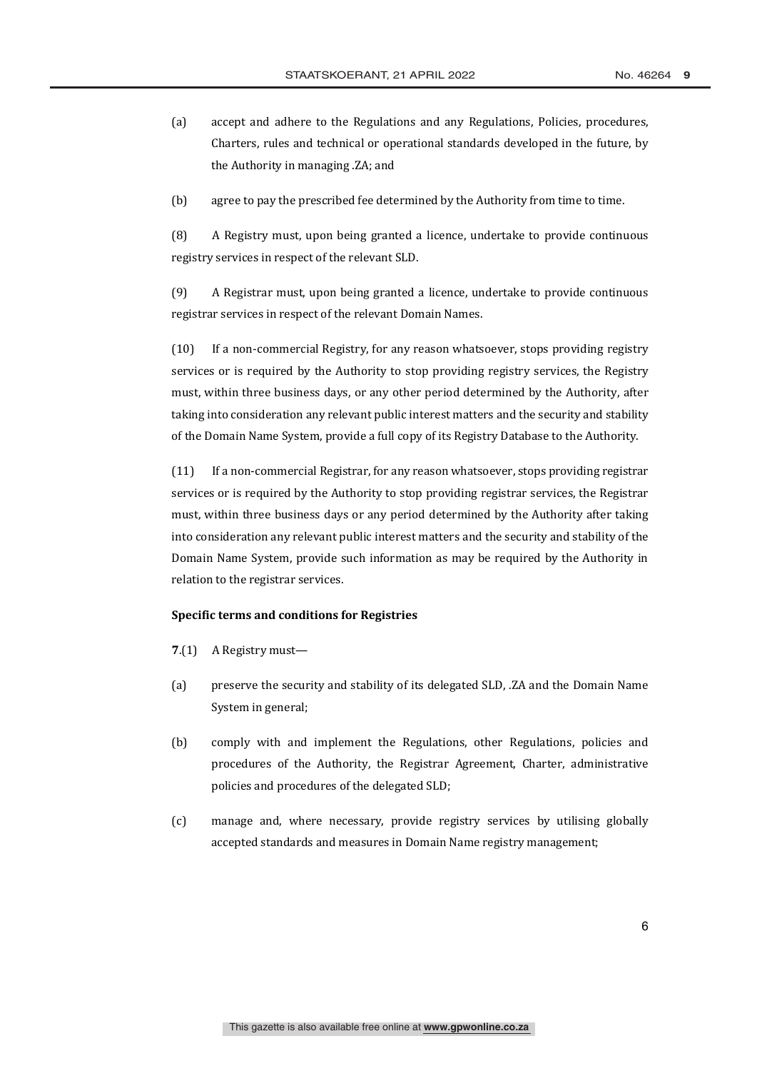(a) accept and adhere to the Regulations and any Regulations, Policies, procedures, Charters, rules and technical or operational standards developed in the future, by the Authority in managing .ZA; and

(b) agree to pay the prescribed fee determined by the Authority from time to time.

(8) A Registry must, upon being granted a licence, undertake to provide continuous registry services in respect of the relevant SLD.

(9) A Registrar must, upon being granted a licence, undertake to provide continuous registrar services in respect of the relevant Domain Names.

(10) If a non-commercial Registry, for any reason whatsoever, stops providing registry services or is required by the Authority to stop providing registry services, the Registry must, within three business days, or any other period determined by the Authority, after taking into consideration any relevant public interest matters and the security and stability of the Domain Name System, provide a full copy of its Registry Database to the Authority.

(11) If a non-commercial Registrar, for any reason whatsoever, stops providing registrar services or is required by the Authority to stop providing registrar services, the Registrar must, within three business days or any period determined by the Authority after taking into consideration any relevant public interest matters and the security and stability of the Domain Name System, provide such information as may be required by the Authority in relation to the registrar services.

**Specific terms and conditions for Registries**

**7**.(1) A Registry must—

(a) preserve the security and stability of its delegated SLD, .ZA and the Domain Name System in general;

(b) comply with and implement the Regulations, other Regulations, policies and procedures of the Authority, the Registrar Agreement, Charter, administrative policies and procedures of the delegated SLD;

(c) manage and, where necessary, provide registry services by utilising globally accepted standards and measures in Domain Name registry management;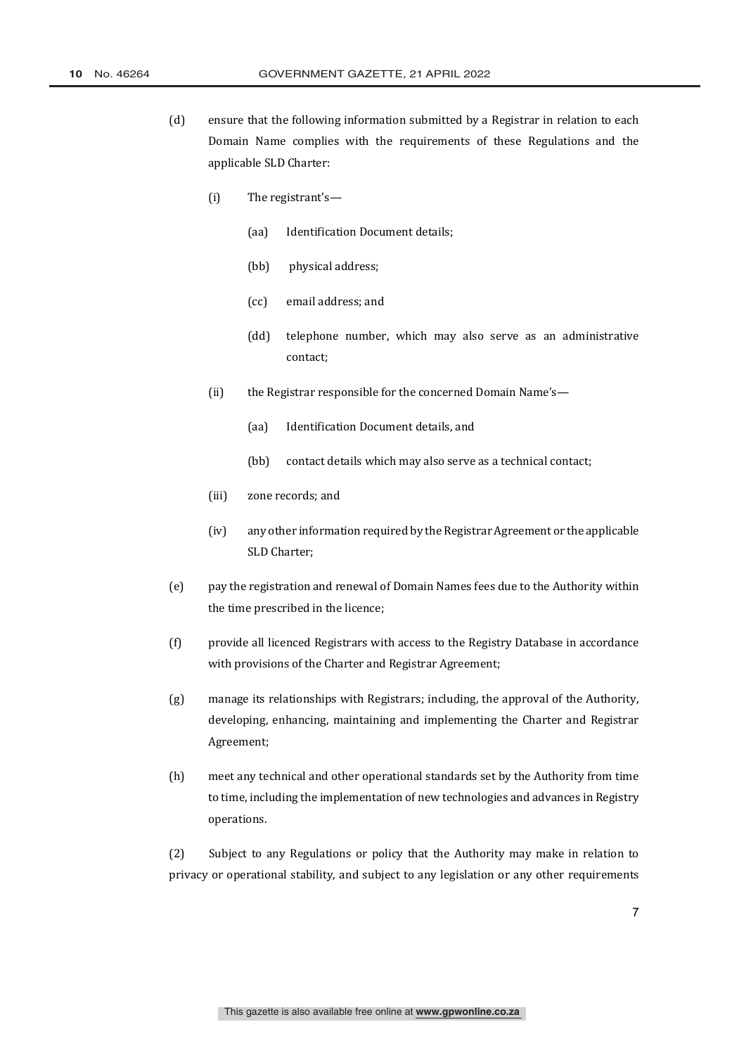(d) ensure that the following information submitted by a Registrar in relation to each Domain Name complies with the requirements of these Regulations and the applicable SLD Charter:

(i) The registrant's—

(aa) Identification Document details;

(bb) physical address;

(cc) email address; and

(dd) telephone number, which may also serve as an administrative contact;

(ii) the Registrar responsible for the concerned Domain Name's—

(aa) Identification Document details, and

(bb) contact details which may also serve as a technical contact;

(iii) zone records; and

(iv) any other information required by the Registrar Agreement or the applicable SLD Charter;

(e) pay the registration and renewal of Domain Names fees due to the Authority within the time prescribed in the licence;

(f) provide all licenced Registrars with access to the Registry Database in accordance with provisions of the Charter and Registrar Agreement;

(g) manage its relationships with Registrars; including, the approval of the Authority, developing, enhancing, maintaining and implementing the Charter and Registrar Agreement;

(h) meet any technical and other operational standards set by the Authority from time to time, including the implementation of new technologies and advances in Registry operations.

(2) Subject to any Regulations or policy that the Authority may make in relation to privacy or operational stability, and subject to any legislation or any other requirements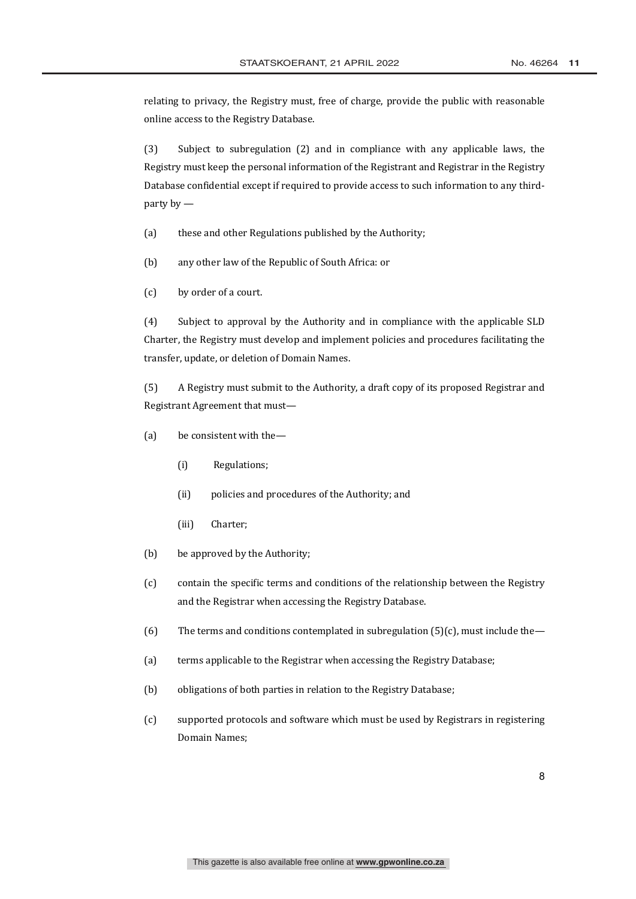relating to privacy, the Registry must, free of charge, provide the public with reasonable online access to the Registry Database.

(3) Subject to subregulation (2) and in compliance with any applicable laws, the Registry must keep the personal information of the Registrant and Registrar in the Registry Database confidential except if required to provide access to such information to any third-party by —

(a) these and other Regulations published by the Authority;

(b) any other law of the Republic of South Africa: or

(c) by order of a court.

(4) Subject to approval by the Authority and in compliance with the applicable SLD Charter, the Registry must develop and implement policies and procedures facilitating the transfer, update, or deletion of Domain Names.

(5) A Registry must submit to the Authority, a draft copy of its proposed Registrar and Registrant Agreement that must—

(a) be consistent with the—

 (i) Regulations;

 (ii) policies and procedures of the Authority; and

 (iii) Charter;

(b) be approved by the Authority;

(c) contain the specific terms and conditions of the relationship between the Registry and the Registrar when accessing the Registry Database.

(6) The terms and conditions contemplated in subregulation (5)(c), must include the—

(a) terms applicable to the Registrar when accessing the Registry Database;

(b) obligations of both parties in relation to the Registry Database;

(c) supported protocols and software which must be used by Registrars in registering Domain Names;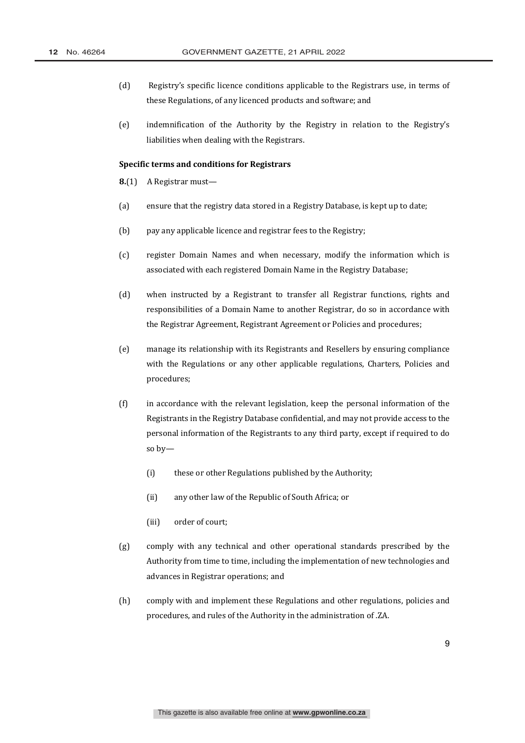(d) Registry's specific licence conditions applicable to the Registrars use, in terms of these Regulations, of any licenced products and software; and

(e) indemnification of the Authority by the Registry in relation to the Registry's liabilities when dealing with the Registrars.

**Specific terms and conditions for Registrars**

**8.**(1) A Registrar must—

(a) ensure that the registry data stored in a Registry Database, is kept up to date;

(b) pay any applicable licence and registrar fees to the Registry;

(c) register Domain Names and when necessary, modify the information which is associated with each registered Domain Name in the Registry Database;

(d) when instructed by a Registrant to transfer all Registrar functions, rights and responsibilities of a Domain Name to another Registrar, do so in accordance with the Registrar Agreement, Registrant Agreement or Policies and procedures;

(e) manage its relationship with its Registrants and Resellers by ensuring compliance with the Regulations or any other applicable regulations, Charters, Policies and procedures;

(f) in accordance with the relevant legislation, keep the personal information of the Registrants in the Registry Database confidential, and may not provide access to the personal information of the Registrants to any third party, except if required to do so by—

  (i) these or other Regulations published by the Authority;

  (ii) any other law of the Republic of South Africa; or

  (iii) order of court;

(g) comply with any technical and other operational standards prescribed by the Authority from time to time, including the implementation of new technologies and advances in Registrar operations; and

(h) comply with and implement these Regulations and other regulations, policies and procedures, and rules of the Authority in the administration of .ZA.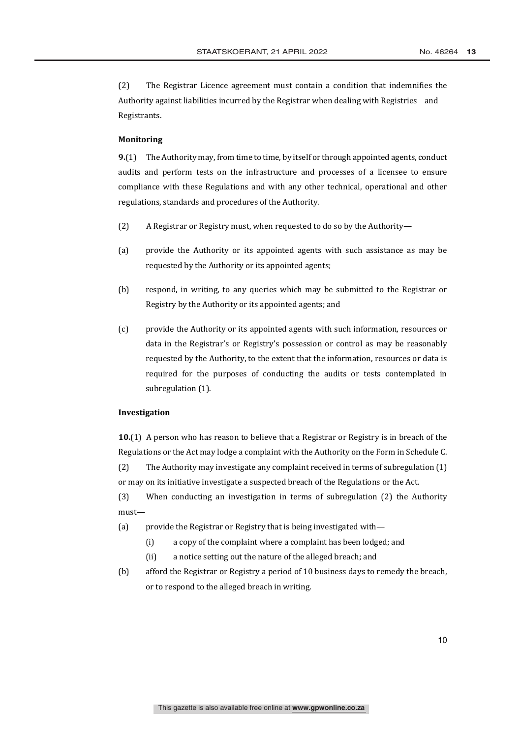(2) The Registrar Licence agreement must contain a condition that indemnifies the Authority against liabilities incurred by the Registrar when dealing with Registries and Registrants.

**Monitoring**

**9.**(1) The Authority may, from time to time, by itself or through appointed agents, conduct audits and perform tests on the infrastructure and processes of a licensee to ensure compliance with these Regulations and with any other technical, operational and other regulations, standards and procedures of the Authority.

(2) A Registrar or Registry must, when requested to do so by the Authority—

(a) provide the Authority or its appointed agents with such assistance as may be requested by the Authority or its appointed agents;

(b) respond, in writing, to any queries which may be submitted to the Registrar or Registry by the Authority or its appointed agents; and

(c) provide the Authority or its appointed agents with such information, resources or data in the Registrar's or Registry's possession or control as may be reasonably requested by the Authority, to the extent that the information, resources or data is required for the purposes of conducting the audits or tests contemplated in subregulation (1).

**Investigation**

**10.**(1) A person who has reason to believe that a Registrar or Registry is in breach of the Regulations or the Act may lodge a complaint with the Authority on the Form in Schedule C.

(2) The Authority may investigate any complaint received in terms of subregulation (1) or may on its initiative investigate a suspected breach of the Regulations or the Act.

(3) When conducting an investigation in terms of subregulation (2) the Authority must—

(a) provide the Registrar or Registry that is being investigated with—

(i) a copy of the complaint where a complaint has been lodged; and

(ii) a notice setting out the nature of the alleged breach; and

(b) afford the Registrar or Registry a period of 10 business days to remedy the breach, or to respond to the alleged breach in writing.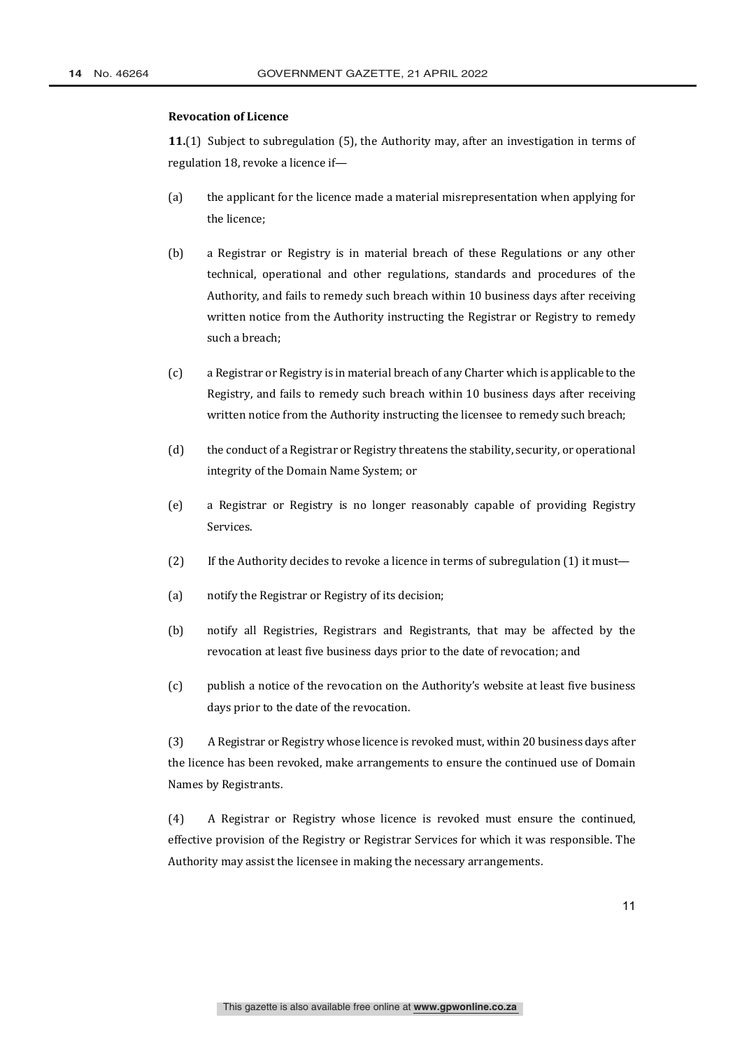**Revocation of Licence**

**11.**(1) Subject to subregulation (5), the Authority may, after an investigation in terms of regulation 18, revoke a licence if—

(a) the applicant for the licence made a material misrepresentation when applying for the licence;

(b) a Registrar or Registry is in material breach of these Regulations or any other technical, operational and other regulations, standards and procedures of the Authority, and fails to remedy such breach within 10 business days after receiving written notice from the Authority instructing the Registrar or Registry to remedy such a breach;

(c) a Registrar or Registry is in material breach of any Charter which is applicable to the Registry, and fails to remedy such breach within 10 business days after receiving written notice from the Authority instructing the licensee to remedy such breach;

(d) the conduct of a Registrar or Registry threatens the stability, security, or operational integrity of the Domain Name System; or

(e) a Registrar or Registry is no longer reasonably capable of providing Registry Services.

(2) If the Authority decides to revoke a licence in terms of subregulation (1) it must—

(a) notify the Registrar or Registry of its decision;

(b) notify all Registries, Registrars and Registrants, that may be affected by the revocation at least five business days prior to the date of revocation; and

(c) publish a notice of the revocation on the Authority's website at least five business days prior to the date of the revocation.

(3) A Registrar or Registry whose licence is revoked must, within 20 business days after the licence has been revoked, make arrangements to ensure the continued use of Domain Names by Registrants.

(4) A Registrar or Registry whose licence is revoked must ensure the continued, effective provision of the Registry or Registrar Services for which it was responsible. The Authority may assist the licensee in making the necessary arrangements.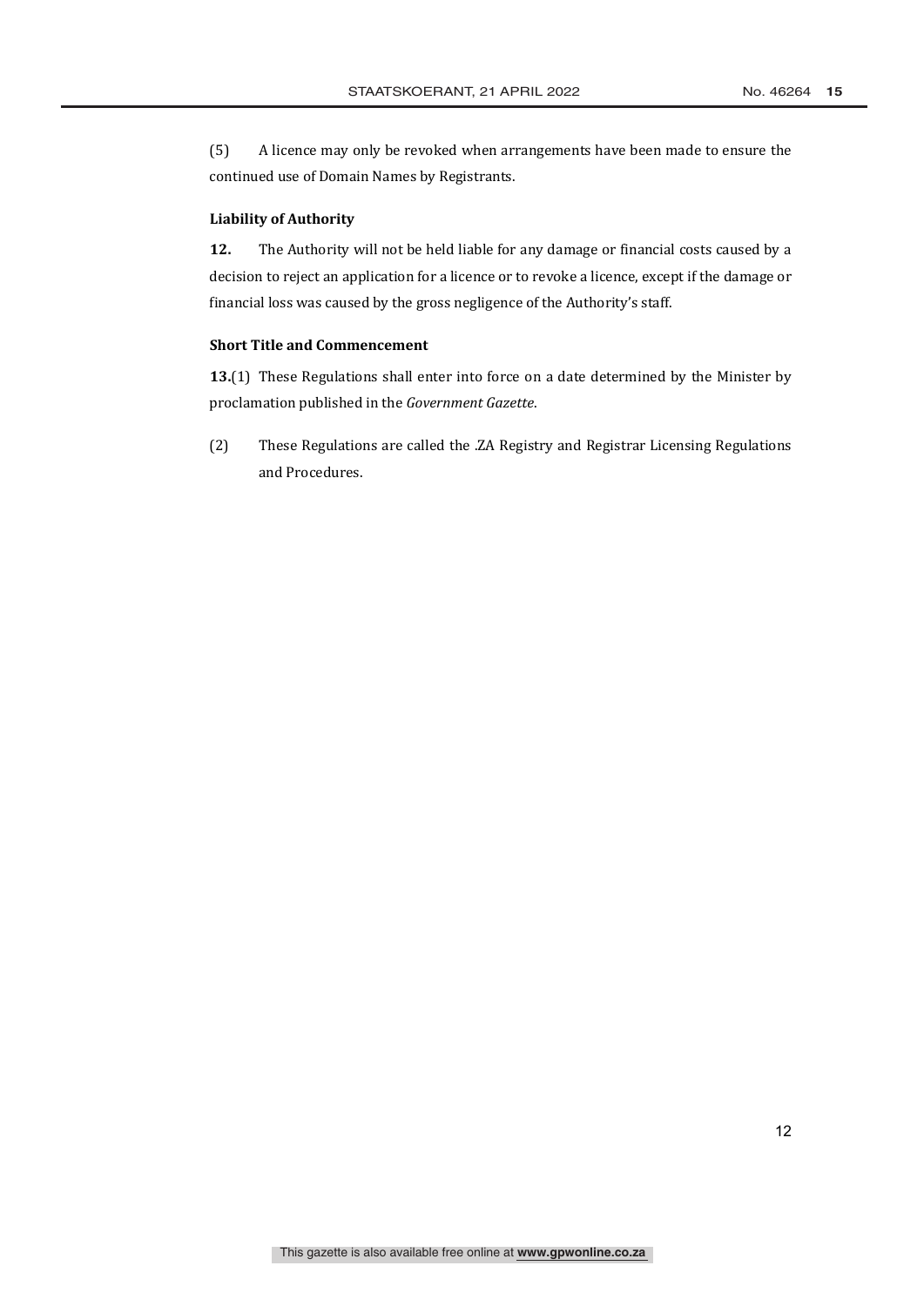(5) A licence may only be revoked when arrangements have been made to ensure the continued use of Domain Names by Registrants.

**Liability of Authority**

**12.** The Authority will not be held liable for any damage or financial costs caused by a decision to reject an application for a licence or to revoke a licence, except if the damage or financial loss was caused by the gross negligence of the Authority's staff.

**Short Title and Commencement**

**13.**(1) These Regulations shall enter into force on a date determined by the Minister by proclamation published in the *Government Gazette*.

(2) These Regulations are called the .ZA Registry and Registrar Licensing Regulations and Procedures.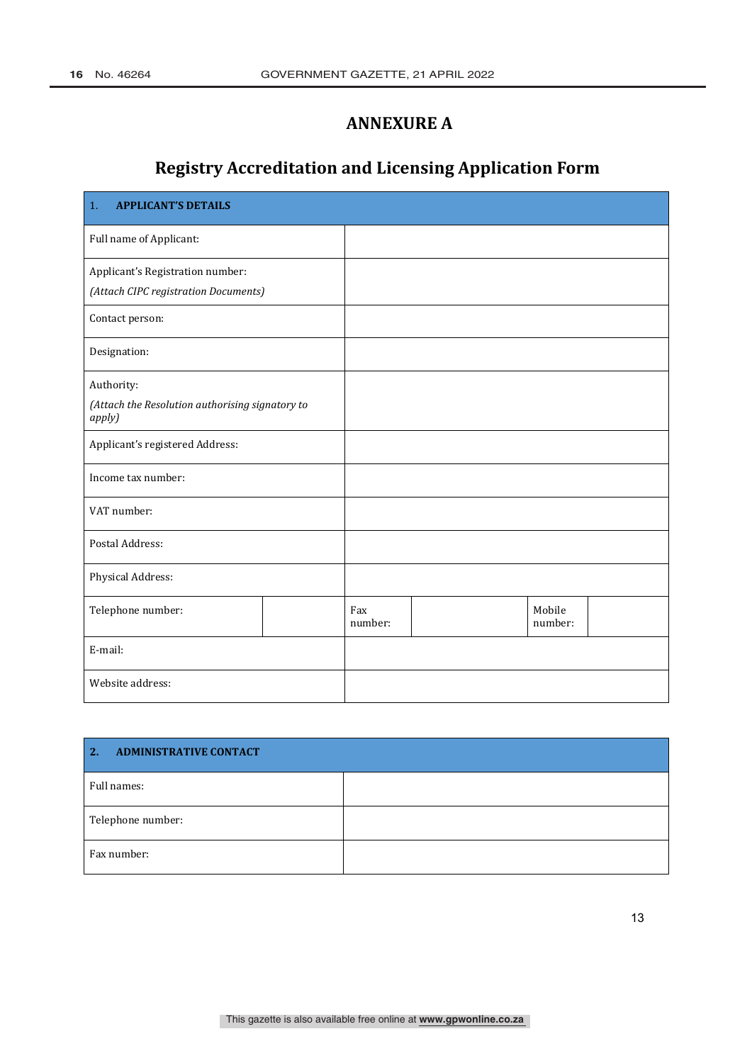# ANNEXURE A

## Registry Accreditation and Licensing Application Form

| 1. **APPLICANT'S DETAILS** | | | | | |
|---|---|---|---|---|---|
| Full name of Applicant: | | | | | |
| Applicant's Registration number: *(Attach CIPC registration Documents)* | | | | | |
| Contact person: | | | | | |
| Designation: | | | | | |
| Authority: *(Attach the Resolution authorising signatory to apply)* | | | | | |
| Applicant's registered Address: | | | | | |
| Income tax number: | | | | | |
| VAT number: | | | | | |
| Postal Address: | | | | | |
| Physical Address: | | | | | |
| Telephone number: | | Fax number: | | Mobile number: | |
| E-mail: | | | | | |
| Website address: | | | | | |

| 2. **ADMINISTRATIVE CONTACT** | |
|---|---|
| Full names: | |
| Telephone number: | |
| Fax number: | |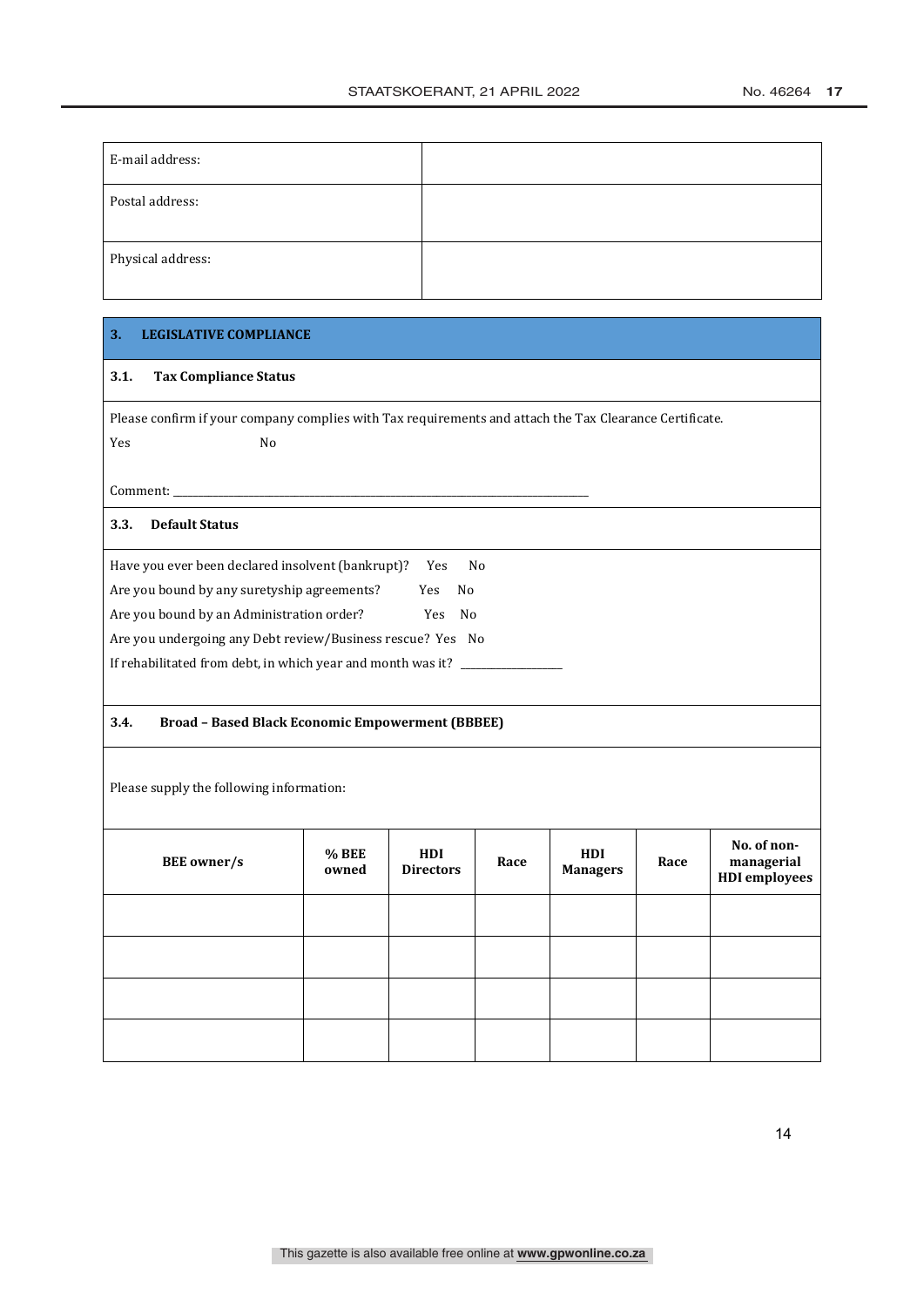| E-mail address: | |
|---|---|
| Postal address: | |
| Physical address: | |

## 3. LEGISLATIVE COMPLIANCE

### 3.1. Tax Compliance Status

Please confirm if your company complies with Tax requirements and attach the Tax Clearance Certificate.

Yes No

Comment: ______________________________________________________________________________

### 3.3. Default Status

Have you ever been declared insolvent (bankrupt)? Yes No

Are you bound by any suretyship agreements? Yes No

Are you bound by an Administration order? Yes No

Are you undergoing any Debt review/Business rescue? Yes No

If rehabilitated from debt, in which year and month was it? ________________

### 3.4. Broad – Based Black Economic Empowerment (BBBEE)

Please supply the following information:

| BEE owner/s | % BEE owned | HDI Directors | Race | HDI Managers | Race | No. of non-managerial HDI employees |
|---|---|---|---|---|---|---|
| | | | | | | |
| | | | | | | |
| | | | | | | |
| | | | | | | |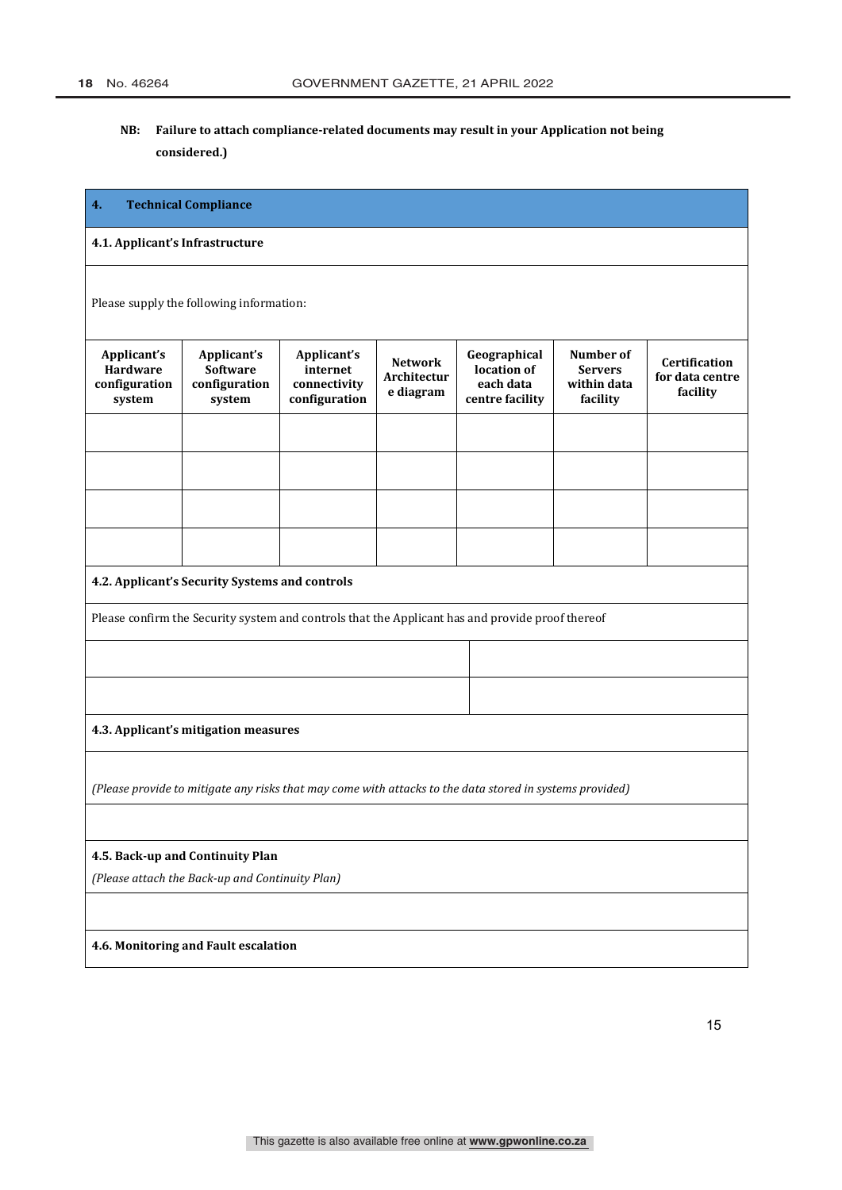**NB: Failure to attach compliance-related documents may result in your Application not being considered.)**

| **4. Technical Compliance** | | | | | | |
|---|---|---|---|---|---|---|
| **4.1. Applicant's Infrastructure** | | | | | | |
| Please supply the following information: | | | | | | |
| **Applicant's Hardware configuration system** | **Applicant's Software configuration system** | **Applicant's internet connectivity configuration** | **Network Architectur e diagram** | **Geographical location of each data centre facility** | **Number of Servers within data facility** | **Certification for data centre facility** |
| | | | | | | |
| | | | | | | |
| | | | | | | |
| | | | | | | |

| **4.2. Applicant's Security Systems and controls** | |
|---|---|
| Please confirm the Security system and controls that the Applicant has and provide proof thereof | |
| | |
| | |

| **4.3. Applicant's mitigation measures** |
|---|
| *(Please provide to mitigate any risks that may come with attacks to the data stored in systems provided)* |
| |
| **4.5. Back-up and Continuity Plan** *(Please attach the Back-up and Continuity Plan)* |
| |
| **4.6. Monitoring and Fault escalation** |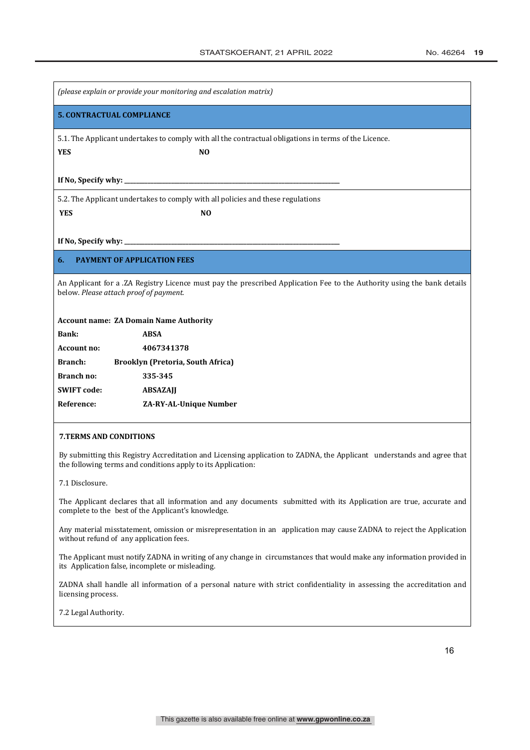*(please explain or provide your monitoring and escalation matrix)*

## 5. CONTRACTUAL COMPLIANCE

5.1. The Applicant undertakes to comply with all the contractual obligations in terms of the Licence.

**YES** **NO**

**If No, Specify why: ____________________________________________________________**

5.2. The Applicant undertakes to comply with all policies and these regulations

**YES** **NO**

**If No, Specify why: ____________________________________________________________**

## 6. PAYMENT OF APPLICATION FEES

An Applicant for a .ZA Registry Licence must pay the prescribed Application Fee to the Authority using the bank details below. *Please attach proof of payment.*

**Account name: ZA Domain Name Authority**

| | |
|---|---|
| **Bank:** | **ABSA** |
| **Account no:** | **4067341378** |
| **Branch:** | **Brooklyn (Pretoria, South Africa)** |
| **Branch no:** | **335-345** |
| **SWIFT code:** | **ABSAZAJJ** |
| **Reference:** | **ZA-RY-AL-Unique Number** |

## 7.TERMS AND CONDITIONS

By submitting this Registry Accreditation and Licensing application to ZADNA, the Applicant understands and agree that the following terms and conditions apply to its Application:

7.1 Disclosure.

The Applicant declares that all information and any documents submitted with its Application are true, accurate and complete to the best of the Applicant's knowledge.

Any material misstatement, omission or misrepresentation in an application may cause ZADNA to reject the Application without refund of any application fees.

The Applicant must notify ZADNA in writing of any change in circumstances that would make any information provided in its Application false, incomplete or misleading.

ZADNA shall handle all information of a personal nature with strict confidentiality in assessing the accreditation and licensing process.

7.2 Legal Authority.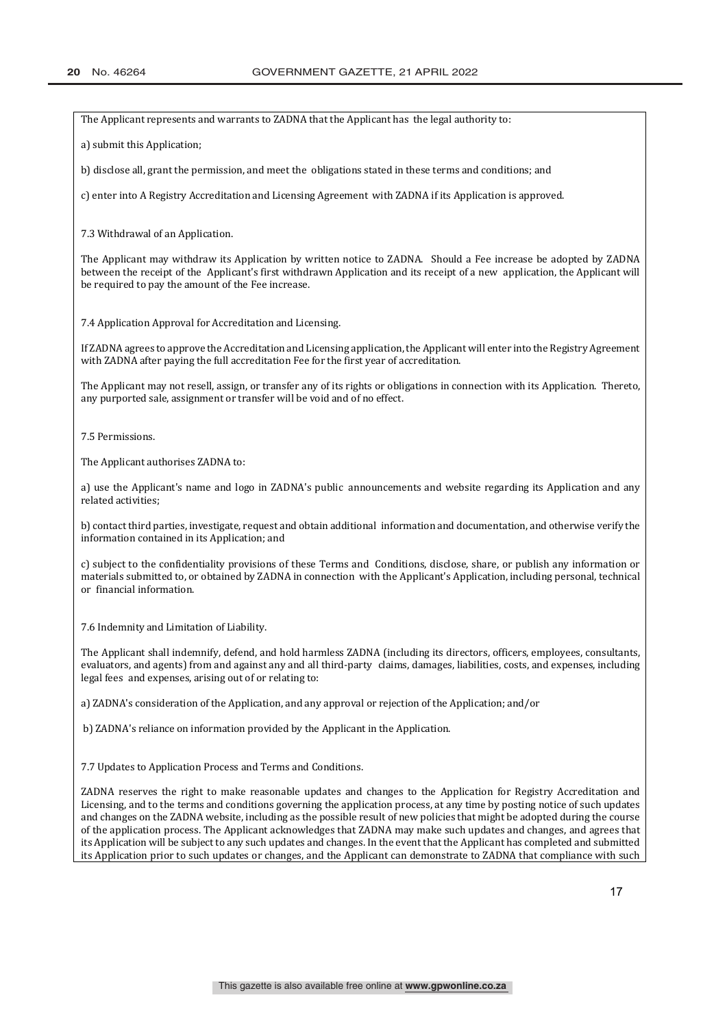The Applicant represents and warrants to ZADNA that the Applicant has the legal authority to:

a) submit this Application;

b) disclose all, grant the permission, and meet the obligations stated in these terms and conditions; and

c) enter into A Registry Accreditation and Licensing Agreement with ZADNA if its Application is approved.

7.3 Withdrawal of an Application.

The Applicant may withdraw its Application by written notice to ZADNA. Should a Fee increase be adopted by ZADNA between the receipt of the Applicant's first withdrawn Application and its receipt of a new application, the Applicant will be required to pay the amount of the Fee increase.

7.4 Application Approval for Accreditation and Licensing.

If ZADNA agrees to approve the Accreditation and Licensing application, the Applicant will enter into the Registry Agreement with ZADNA after paying the full accreditation Fee for the first year of accreditation.

The Applicant may not resell, assign, or transfer any of its rights or obligations in connection with its Application. Thereto, any purported sale, assignment or transfer will be void and of no effect.

7.5 Permissions.

The Applicant authorises ZADNA to:

a) use the Applicant's name and logo in ZADNA's public announcements and website regarding its Application and any related activities;

b) contact third parties, investigate, request and obtain additional information and documentation, and otherwise verify the information contained in its Application; and

c) subject to the confidentiality provisions of these Terms and Conditions, disclose, share, or publish any information or materials submitted to, or obtained by ZADNA in connection with the Applicant's Application, including personal, technical or financial information.

7.6 Indemnity and Limitation of Liability.

The Applicant shall indemnify, defend, and hold harmless ZADNA (including its directors, officers, employees, consultants, evaluators, and agents) from and against any and all third-party claims, damages, liabilities, costs, and expenses, including legal fees and expenses, arising out of or relating to:

a) ZADNA's consideration of the Application, and any approval or rejection of the Application; and/or

b) ZADNA's reliance on information provided by the Applicant in the Application.

7.7 Updates to Application Process and Terms and Conditions.

ZADNA reserves the right to make reasonable updates and changes to the Application for Registry Accreditation and Licensing, and to the terms and conditions governing the application process, at any time by posting notice of such updates and changes on the ZADNA website, including as the possible result of new policies that might be adopted during the course of the application process. The Applicant acknowledges that ZADNA may make such updates and changes, and agrees that its Application will be subject to any such updates and changes. In the event that the Applicant has completed and submitted its Application prior to such updates or changes, and the Applicant can demonstrate to ZADNA that compliance with such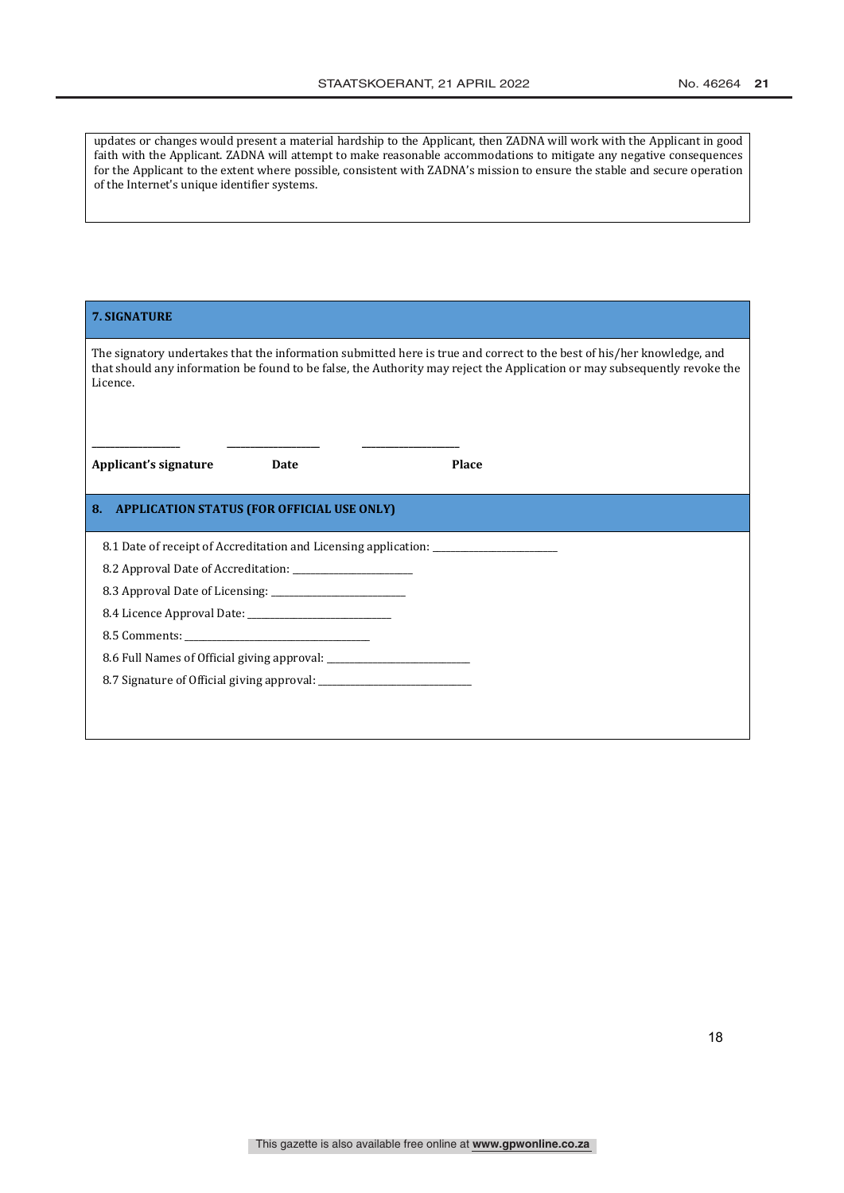updates or changes would present a material hardship to the Applicant, then ZADNA will work with the Applicant in good faith with the Applicant. ZADNA will attempt to make reasonable accommodations to mitigate any negative consequences for the Applicant to the extent where possible, consistent with ZADNA's mission to ensure the stable and secure operation of the Internet's unique identifier systems.

## 7. SIGNATURE

The signatory undertakes that the information submitted here is true and correct to the best of his/her knowledge, and that should any information be found to be false, the Authority may reject the Application or may subsequently revoke the Licence.

_______________ _______________ _______________

**Applicant's signature** **Date** **Place**

## 8. APPLICATION STATUS (FOR OFFICIAL USE ONLY)

8.1 Date of receipt of Accreditation and Licensing application: ______________________

8.2 Approval Date of Accreditation: ______________________

8.3 Approval Date of Licensing: ________________________

8.4 Licence Approval Date: __________________________

8.5 Comments: _________________________________

8.6 Full Names of Official giving approval: __________________________

8.7 Signature of Official giving approval: ___________________________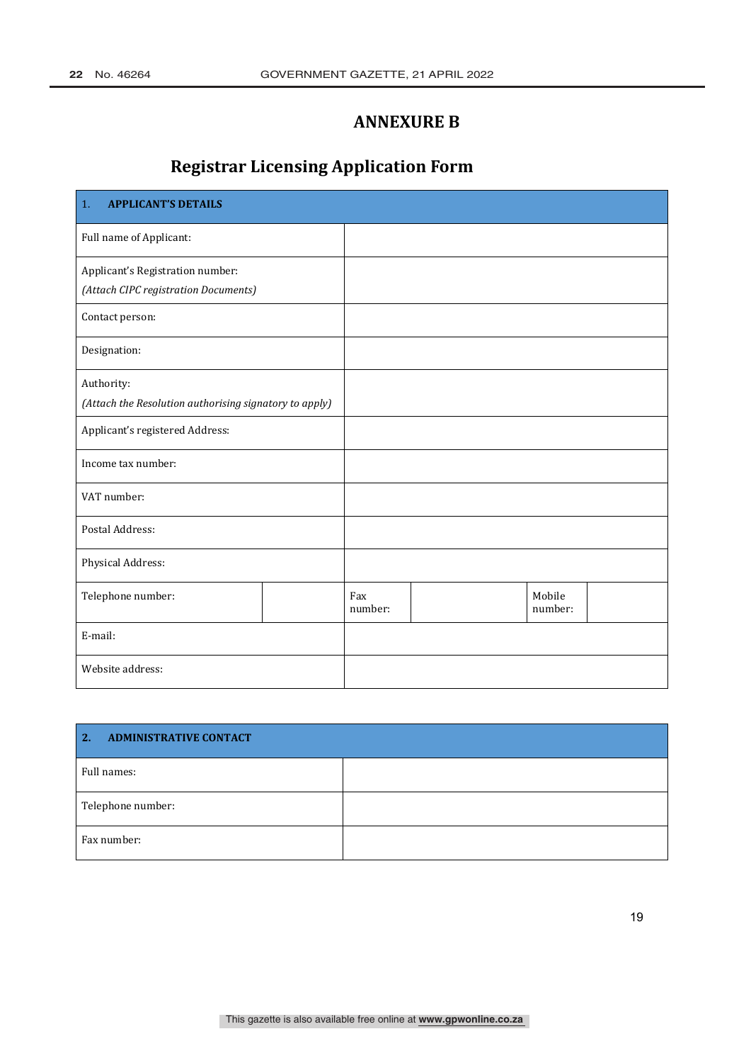## ANNEXURE B

# Registrar Licensing Application Form

| 1. **APPLICANT'S DETAILS** | | | | | |
|---|---|---|---|---|---|
| Full name of Applicant: | | | | | |
| Applicant's Registration number: *(Attach CIPC registration Documents)* | | | | | |
| Contact person: | | | | | |
| Designation: | | | | | |
| Authority: *(Attach the Resolution authorising signatory to apply)* | | | | | |
| Applicant's registered Address: | | | | | |
| Income tax number: | | | | | |
| VAT number: | | | | | |
| Postal Address: | | | | | |
| Physical Address: | | | | | |
| Telephone number: | | Fax number: | | Mobile number: | |
| E-mail: | | | | | |
| Website address: | | | | | |

| 2. **ADMINISTRATIVE CONTACT** | |
|---|---|
| Full names: | |
| Telephone number: | |
| Fax number: | |

19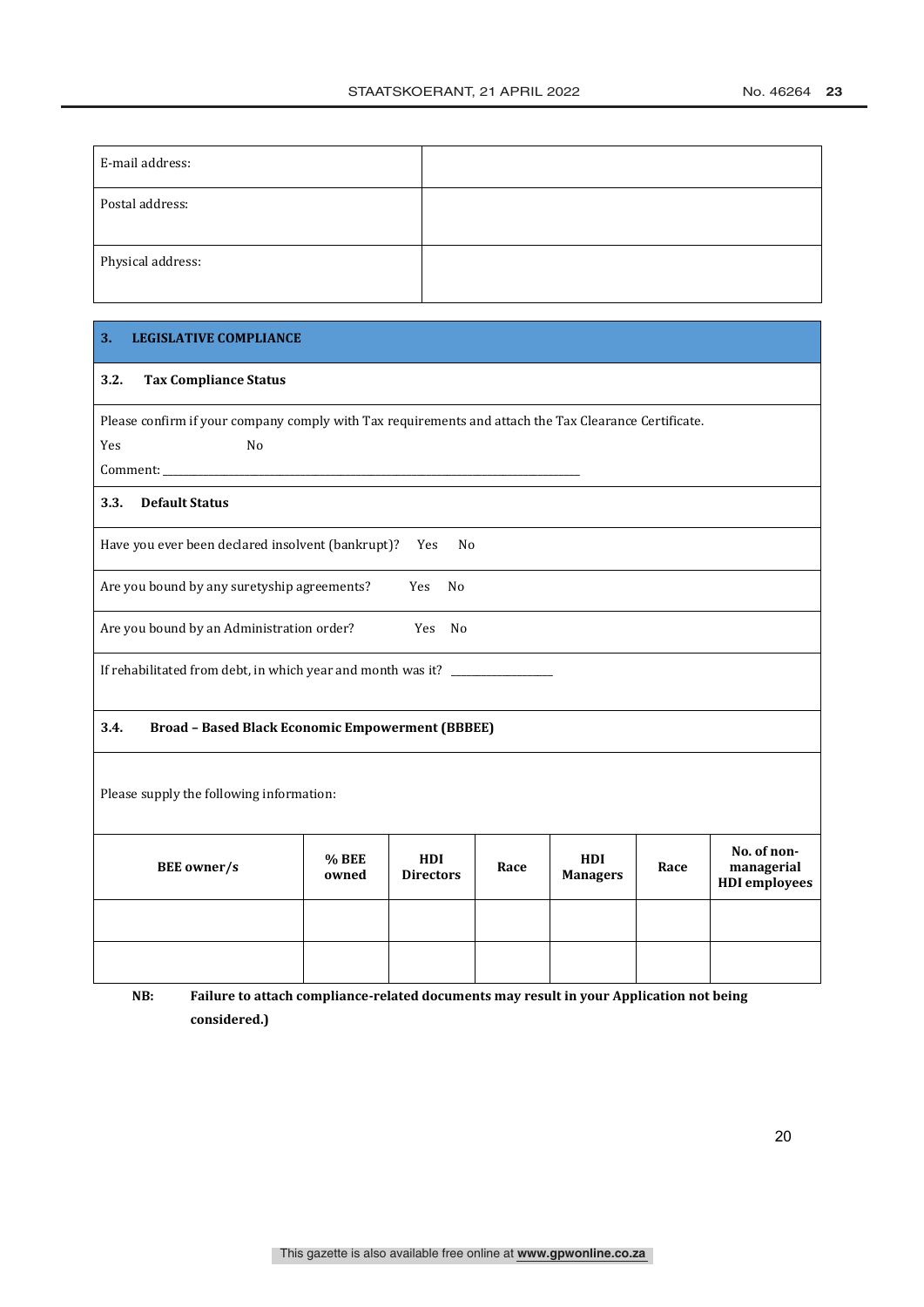| E-mail address: | |
|---|---|
| Postal address: | |
| Physical address: | |

## 3. LEGISLATIVE COMPLIANCE

### 3.2. Tax Compliance Status

Please confirm if your company comply with Tax requirements and attach the Tax Clearance Certificate.

Yes No

Comment: ______________________________________________________________________________

### 3.3. Default Status

Have you ever been declared insolvent (bankrupt)? Yes No

Are you bound by any suretyship agreements? Yes No

Are you bound by an Administration order? Yes No

If rehabilitated from debt, in which year and month was it? ___________________

### 3.4. Broad – Based Black Economic Empowerment (BBBEE)

Please supply the following information:

| BEE owner/s | % BEE owned | HDI Directors | Race | HDI Managers | Race | No. of non-managerial HDI employees |
|---|---|---|---|---|---|---|
| | | | | | | |
| | | | | | | |

**NB: Failure to attach compliance-related documents may result in your Application not being considered.)**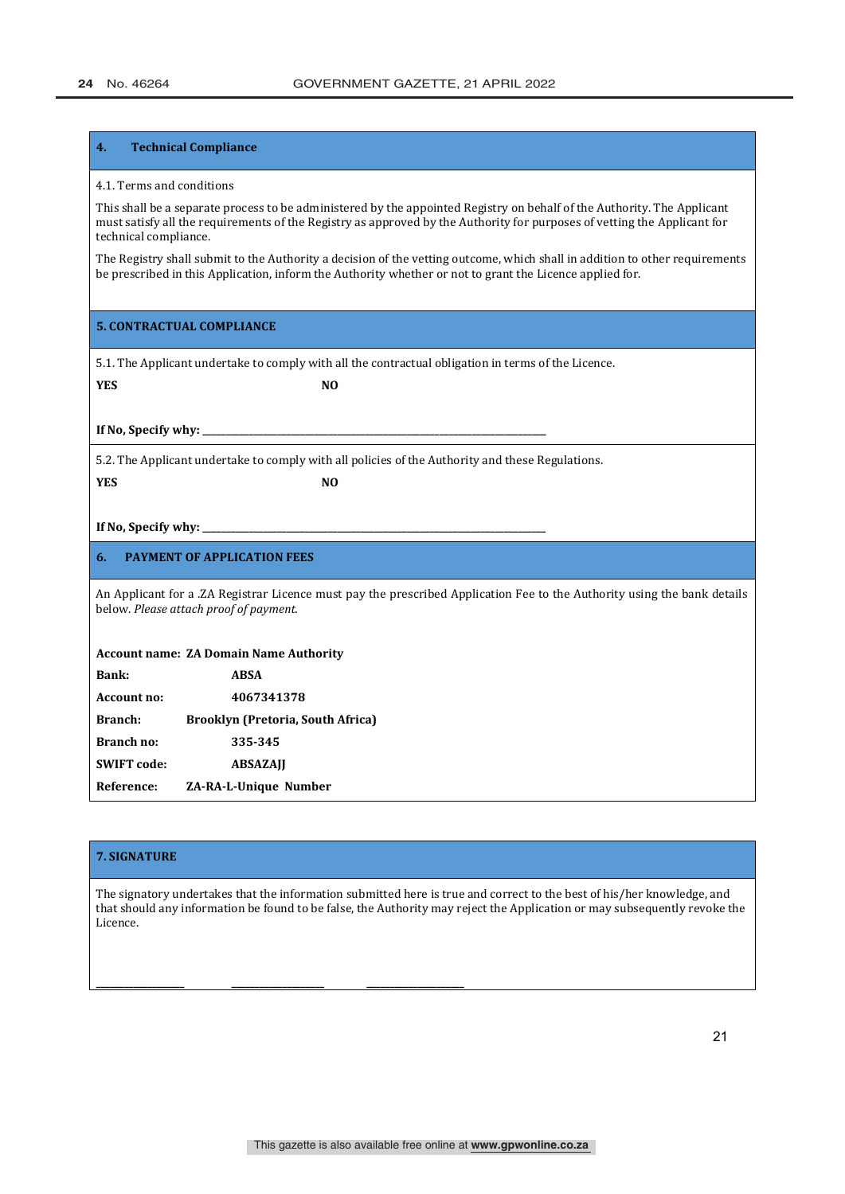## 4. Technical Compliance

4.1. Terms and conditions

This shall be a separate process to be administered by the appointed Registry on behalf of the Authority. The Applicant must satisfy all the requirements of the Registry as approved by the Authority for purposes of vetting the Applicant for technical compliance.

The Registry shall submit to the Authority a decision of the vetting outcome, which shall in addition to other requirements be prescribed in this Application, inform the Authority whether or not to grant the Licence applied for.

## 5. CONTRACTUAL COMPLIANCE

5.1. The Applicant undertake to comply with all the contractual obligation in terms of the Licence.

**YES** **NO**

**If No, Specify why:** \_\_\_\_\_\_\_\_\_\_\_\_\_\_\_\_\_\_\_\_\_\_\_\_\_\_\_\_\_\_\_\_\_\_\_\_\_\_\_\_\_\_\_\_

5.2. The Applicant undertake to comply with all policies of the Authority and these Regulations.

**YES** **NO**

**If No, Specify why:** \_\_\_\_\_\_\_\_\_\_\_\_\_\_\_\_\_\_\_\_\_\_\_\_\_\_\_\_\_\_\_\_\_\_\_\_\_\_\_\_\_\_\_\_

## 6. PAYMENT OF APPLICATION FEES

An Applicant for a .ZA Registrar Licence must pay the prescribed Application Fee to the Authority using the bank details below. *Please attach proof of payment.*

**Account name: ZA Domain Name Authority**
**Bank:** **ABSA**
**Account no:** **4067341378**
**Branch:** **Brooklyn (Pretoria, South Africa)**
**Branch no:** **335-345**
**SWIFT code:** **ABSAZAJJ**
**Reference:** **ZA-RA-L-Unique Number**

## 7. SIGNATURE

The signatory undertakes that the information submitted here is true and correct to the best of his/her knowledge, and that should any information be found to be false, the Authority may reject the Application or may subsequently revoke the Licence.

\_\_\_\_\_\_\_\_\_\_\_\_\_\_\_\_ \_\_\_\_\_\_\_\_\_\_\_\_\_\_\_\_ \_\_\_\_\_\_\_\_\_\_\_\_\_\_\_\_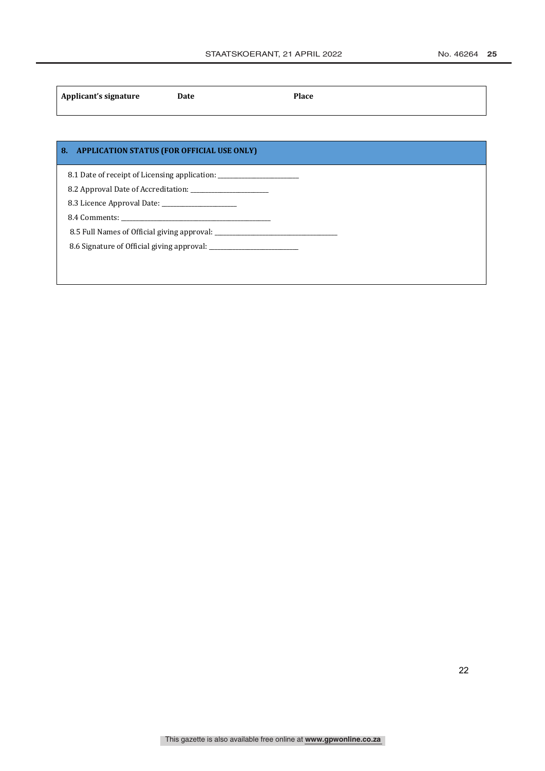| **Applicant's signature** | **Date** | **Place** |
|---|---|---|
| | | |

## 8. APPLICATION STATUS (FOR OFFICIAL USE ONLY)

8.1 Date of receipt of Licensing application: ________________________

8.2 Approval Date of Accreditation: ______________________

8.3 Licence Approval Date: ______________________

8.4 Comments: ____________________________________________

8.5 Full Names of Official giving approval: ____________________________________

8.6 Signature of Official giving approval: __________________________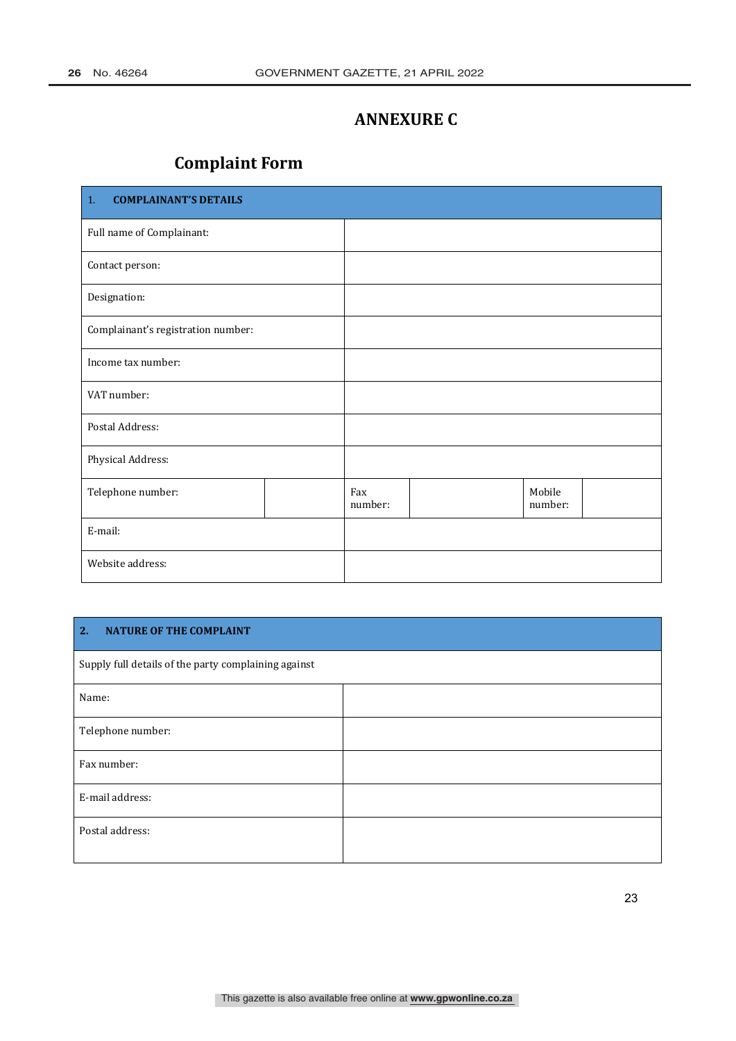## ANNEXURE C

### Complaint Form

| 1. **COMPLAINANT'S DETAILS** | | | | | |
|---|---|---|---|---|---|
| Full name of Complainant: | | | | | |
| Contact person: | | | | | |
| Designation: | | | | | |
| Complainant's registration number: | | | | | |
| Income tax number: | | | | | |
| VAT number: | | | | | |
| Postal Address: | | | | | |
| Physical Address: | | | | | |
| Telephone number: | | Fax number: | | Mobile number: | |
| E-mail: | | | | | |
| Website address: | | | | | |

| **2. NATURE OF THE COMPLAINT** | |
|---|---|
| Supply full details of the party complaining against | |
| Name: | |
| Telephone number: | |
| Fax number: | |
| E-mail address: | |
| Postal address: | |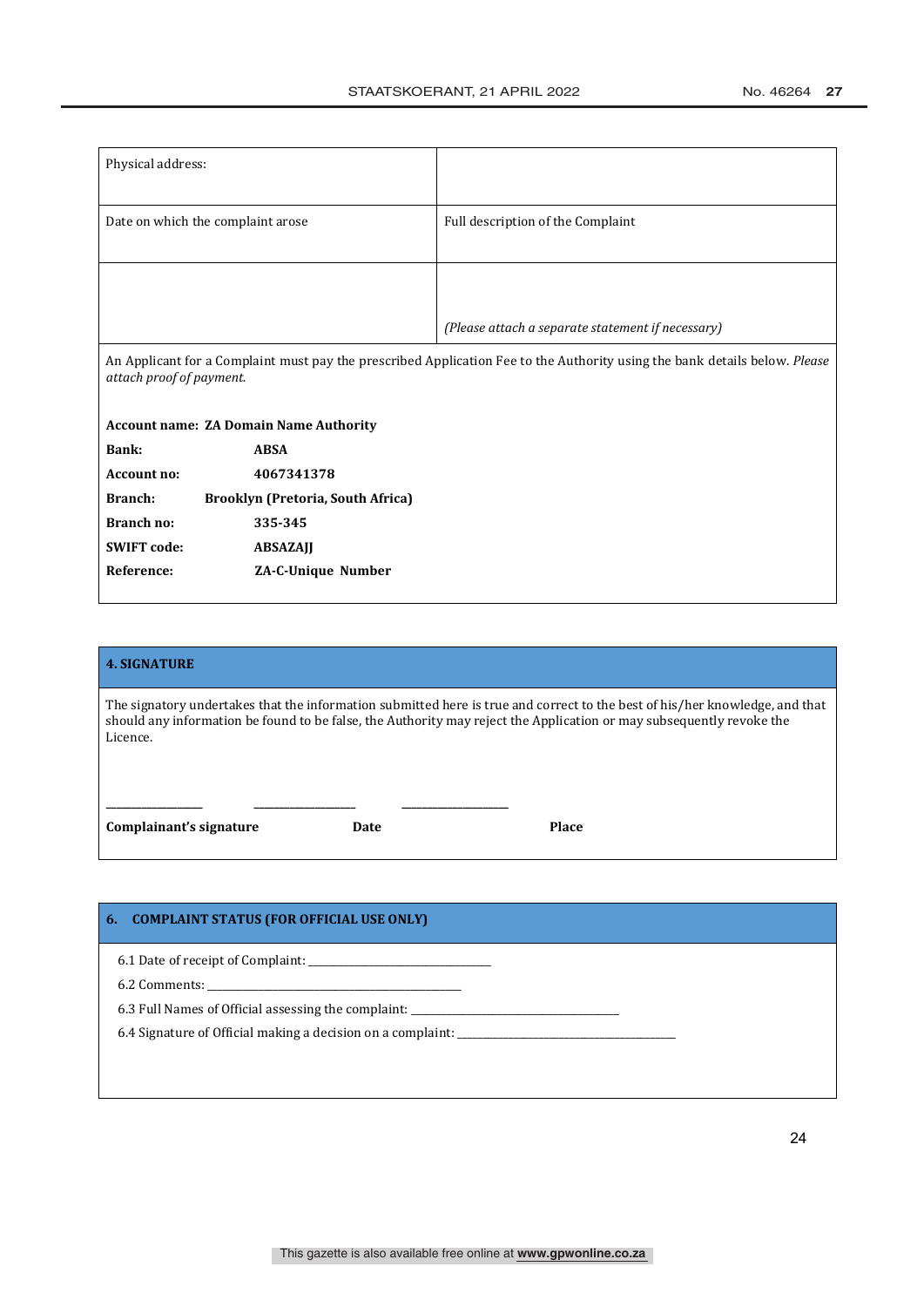| Physical address: | |
|---|---|
| Date on which the complaint arose | Full description of the Complaint |
| | *(Please attach a separate statement if necessary)* |

An Applicant for a Complaint must pay the prescribed Application Fee to the Authority using the bank details below. *Please attach proof of payment.*

**Account name: ZA Domain Name Authority**

| | |
|---|---|
| **Bank:** | **ABSA** |
| **Account no:** | **4067341378** |
| **Branch:** | **Brooklyn (Pretoria, South Africa)** |
| **Branch no:** | **335-345** |
| **SWIFT code:** | **ABSAZAJJ** |
| **Reference:** | **ZA-C-Unique Number** |

## 4. SIGNATURE

The signatory undertakes that the information submitted here is true and correct to the best of his/her knowledge, and that should any information be found to be false, the Authority may reject the Application or may subsequently revoke the Licence.

\_\_\_\_\_\_\_\_\_\_\_\_\_\_\_\_ \_\_\_\_\_\_\_\_\_\_\_\_\_\_\_\_ \_\_\_\_\_\_\_\_\_\_\_\_\_\_\_\_

**Complainant's signature** **Date** **Place**

## 6. COMPLAINT STATUS (FOR OFFICIAL USE ONLY)

6.1 Date of receipt of Complaint: \_\_\_\_\_\_\_\_\_\_\_\_\_\_\_\_\_\_\_\_\_\_\_\_

6.2 Comments: \_\_\_\_\_\_\_\_\_\_\_\_\_\_\_\_\_\_\_\_\_\_\_\_\_\_\_\_\_\_\_\_

6.3 Full Names of Official assessing the complaint: \_\_\_\_\_\_\_\_\_\_\_\_\_\_\_\_\_\_\_\_\_\_\_\_\_\_

6.4 Signature of Official making a decision on a complaint: \_\_\_\_\_\_\_\_\_\_\_\_\_\_\_\_\_\_\_\_\_\_\_\_\_\_\_\_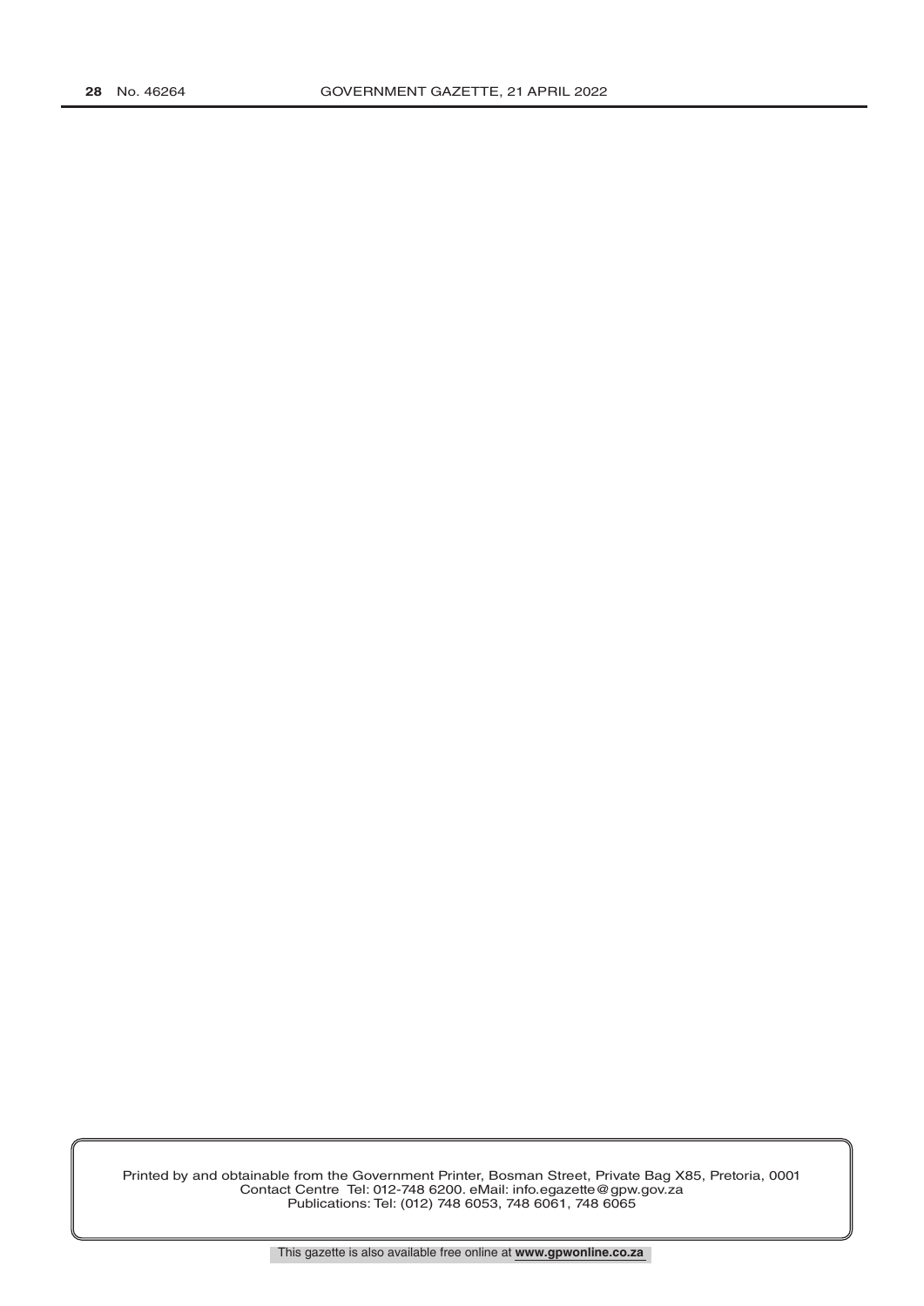Printed by and obtainable from the Government Printer, Bosman Street, Private Bag X85, Pretoria, 0001
Contact Centre Tel: 012-748 6200. eMail: info.egazette@gpw.gov.za
Publications: Tel: (012) 748 6053, 748 6061, 748 6065

This gazette is also available free online at **www.gpwonline.co.za**